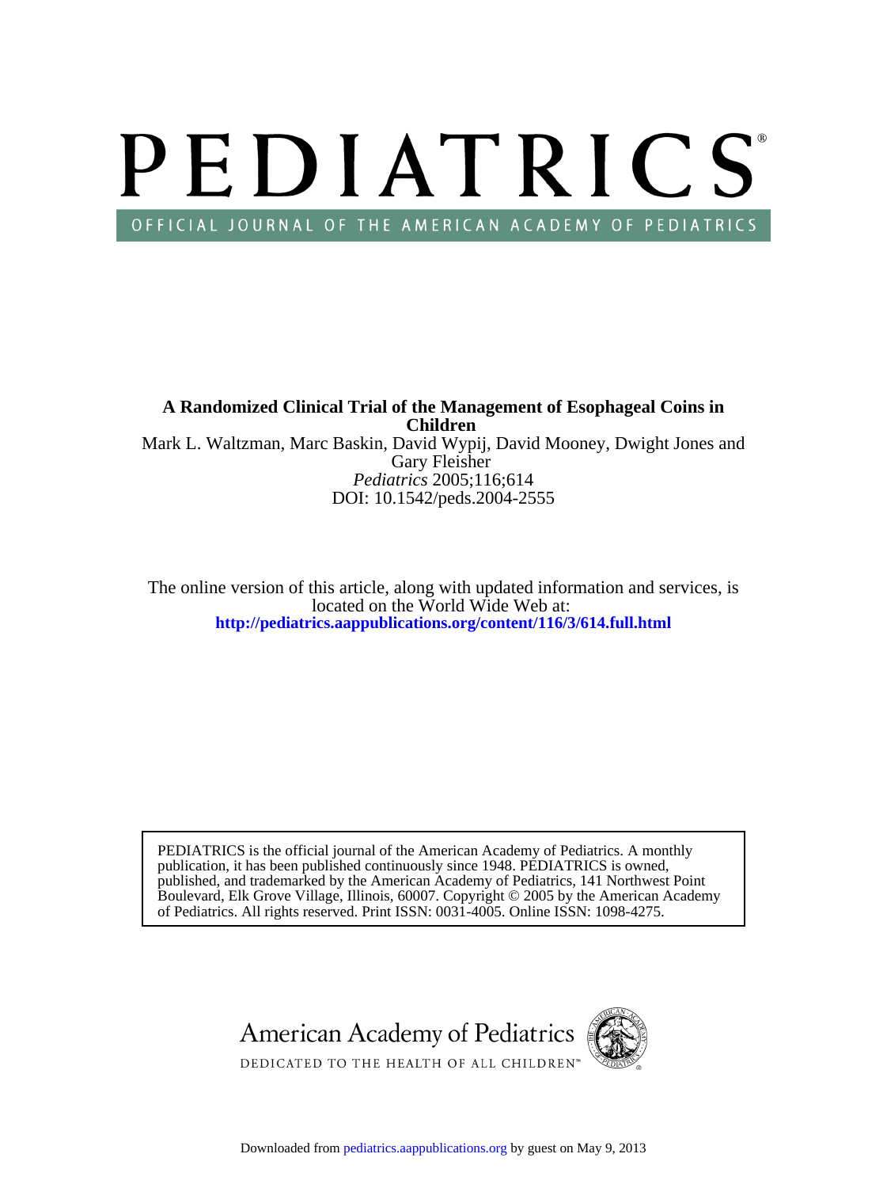# PEDIATRICS®

OFFICIAL JOURNAL OF THE AMERICAN ACADEMY OF PEDIATRICS

**A Randomized Clinical Trial of the Management of Esophageal Coins in Children**

Mark L. Waltzman, Marc Baskin, David Wypij, David Mooney, Dwight Jones and Gary Fleisher

*Pediatrics* 2005;116;614

DOI: 10.1542/peds.2004-2555

The online version of this article, along with updated information and services, is located on the World Wide Web at:

**http://pediatrics.aappublications.org/content/116/3/614.full.html**

PEDIATRICS is the official journal of the American Academy of Pediatrics. A monthly publication, it has been published continuously since 1948. PEDIATRICS is owned, published, and trademarked by the American Academy of Pediatrics, 141 Northwest Point Boulevard, Elk Grove Village, Illinois, 60007. Copyright © 2005 by the American Academy of Pediatrics. All rights reserved. Print ISSN: 0031-4005. Online ISSN: 1098-4275.

American Academy of Pediatrics

DEDICATED TO THE HEALTH OF ALL CHILDREN™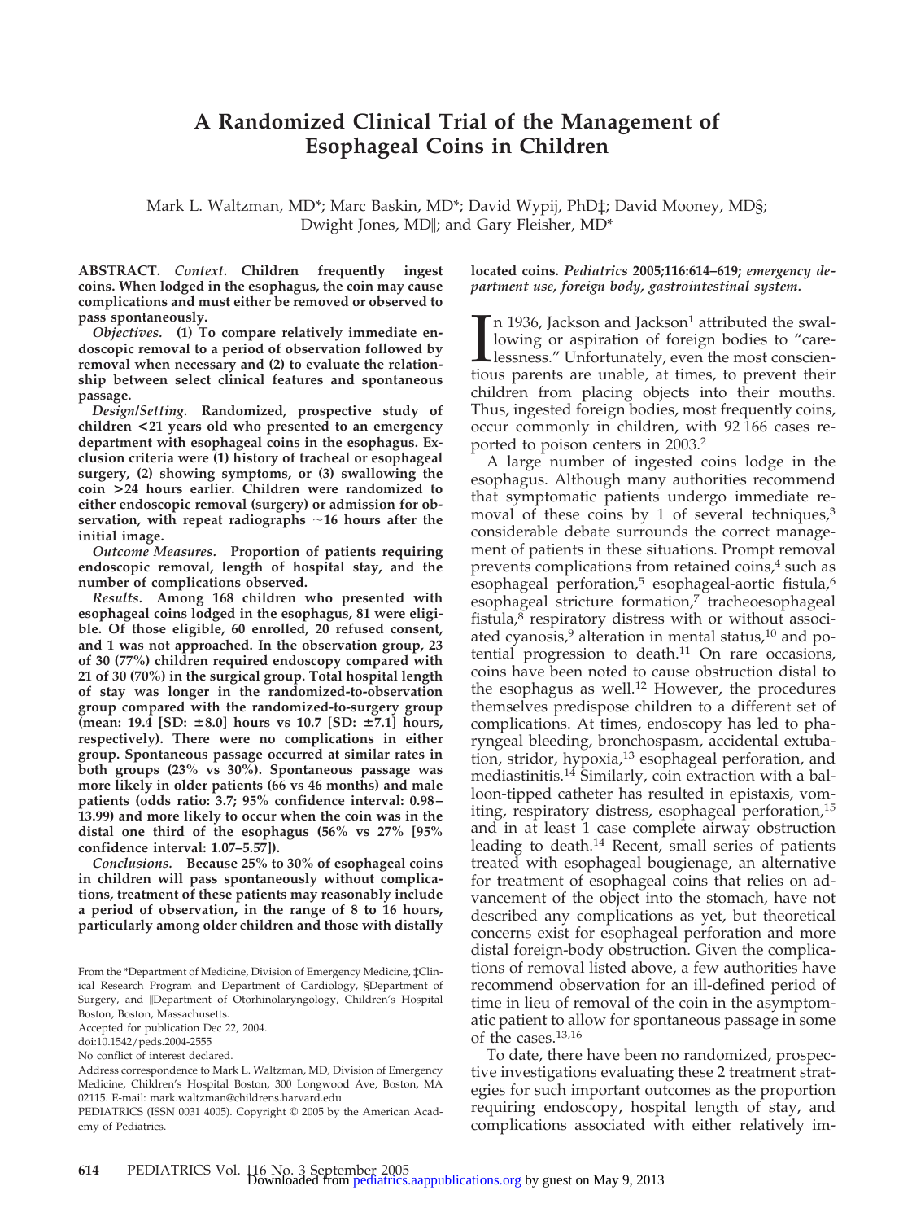# A Randomized Clinical Trial of the Management of Esophageal Coins in Children

Mark L. Waltzman, MD*; Marc Baskin, MD*; David Wypij, PhD‡; David Mooney, MD§; Dwight Jones, MD‖; and Gary Fleisher, MD*

**ABSTRACT.** *Context.* **Children frequently ingest coins. When lodged in the esophagus, the coin may cause complications and must either be removed or observed to pass spontaneously.**

*Objectives.* **(1) To compare relatively immediate endoscopic removal to a period of observation followed by removal when necessary and (2) to evaluate the relationship between select clinical features and spontaneous passage.**

*Design/Setting.* **Randomized, prospective study of children <21 years old who presented to an emergency department with esophageal coins in the esophagus. Exclusion criteria were (1) history of tracheal or esophageal surgery, (2) showing symptoms, or (3) swallowing the coin >24 hours earlier. Children were randomized to either endoscopic removal (surgery) or admission for observation, with repeat radiographs ~16 hours after the initial image.**

*Outcome Measures.* **Proportion of patients requiring endoscopic removal, length of hospital stay, and the number of complications observed.**

*Results.* **Among 168 children who presented with esophageal coins lodged in the esophagus, 81 were eligible. Of those eligible, 60 enrolled, 20 refused consent, and 1 was not approached. In the observation group, 23 of 30 (77%) children required endoscopy compared with 21 of 30 (70%) in the surgical group. Total hospital length of stay was longer in the randomized-to-observation group compared with the randomized-to-surgery group (mean: 19.4 [SD: ±8.0] hours vs 10.7 [SD: ±7.1] hours, respectively). There were no complications in either group. Spontaneous passage occurred at similar rates in both groups (23% vs 30%). Spontaneous passage was more likely in older patients (66 vs 46 months) and male patients (odds ratio: 3.7; 95% confidence interval: 0.98–13.99) and more likely to occur when the coin was in the distal one third of the esophagus (56% vs 27% [95% confidence interval: 1.07–5.57]).**

*Conclusions.* **Because 25% to 30% of esophageal coins in children will pass spontaneously without complications, treatment of these patients may reasonably include a period of observation, in the range of 8 to 16 hours, particularly among older children and those with distally located coins.** *Pediatrics* **2005;116:614–619;** ***emergency department use, foreign body, gastrointestinal system.***

From the *Department of Medicine, Division of Emergency Medicine, ‡Clinical Research Program and Department of Cardiology, §Department of Surgery, and ‖Department of Otorhinolaryngology, Children's Hospital Boston, Boston, Massachusetts.

Accepted for publication Dec 22, 2004.

doi:10.1542/peds.2004-2555

No conflict of interest declared.

Address correspondence to Mark L. Waltzman, MD, Division of Emergency Medicine, Children's Hospital Boston, 300 Longwood Ave, Boston, MA 02115. E-mail: mark.waltzman@childrens.harvard.edu

PEDIATRICS (ISSN 0031 4005). Copyright © 2005 by the American Academy of Pediatrics.

In 1936, Jackson and Jackson[1] attributed the swallowing or aspiration of foreign bodies to "carelessness." Unfortunately, even the most conscientious parents are unable, at times, to prevent their children from placing objects into their mouths. Thus, ingested foreign bodies, most frequently coins, occur commonly in children, with 92 166 cases reported to poison centers in 2003.[2]

A large number of ingested coins lodge in the esophagus. Although many authorities recommend that symptomatic patients undergo immediate removal of these coins by 1 of several techniques,[3] considerable debate surrounds the correct management of patients in these situations. Prompt removal prevents complications from retained coins,[4] such as esophageal perforation,[5] esophageal-aortic fistula,[6] esophageal stricture formation,[7] tracheoesophageal fistula,[8] respiratory distress with or without associated cyanosis,[9] alteration in mental status,[10] and potential progression to death.[11] On rare occasions, coins have been noted to cause obstruction distal to the esophagus as well.[12] However, the procedures themselves predispose children to a different set of complications. At times, endoscopy has led to pharyngeal bleeding, bronchospasm, accidental extubation, stridor, hypoxia,[13] esophageal perforation, and mediastinitis.[14] Similarly, coin extraction with a balloon-tipped catheter has resulted in epistaxis, vomiting, respiratory distress, esophageal perforation,[15] and in at least 1 case complete airway obstruction leading to death.[14] Recent, small series of patients treated with esophageal bougienage, an alternative for treatment of esophageal coins that relies on advancement of the object into the stomach, have not described any complications as yet, but theoretical concerns exist for esophageal perforation and more distal foreign-body obstruction. Given the complications of removal listed above, a few authorities have recommend observation for an ill-defined period of time in lieu of removal of the coin in the asymptomatic patient to allow for spontaneous passage in some of the cases.[13,16]

To date, there have been no randomized, prospective investigations evaluating these 2 treatment strategies for such important outcomes as the proportion requiring endoscopy, hospital length of stay, and complications associated with either relatively im-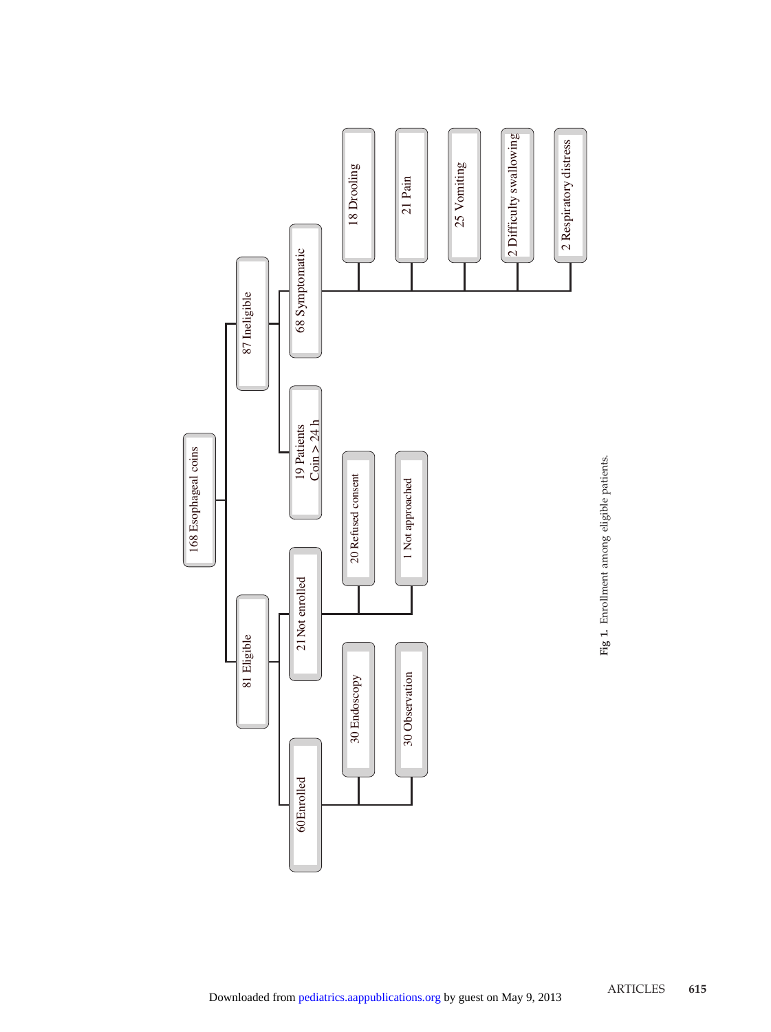- 168 Esophageal coins
  - 81 Eligible
    - 60 Enrolled
      - 30 Endoscopy
      - 30 Observation
    - 21 Not enrolled
      - 20 Refused consent
      - 1 Not approached
  - 87 Ineligible
    - 19 Patients Coin > 24 h
    - 68 Symptomatic
      - 18 Drooling
      - 21 Pain
      - 25 Vomiting
      - 2 Difficulty swallowing
      - 2 Respiratory distress

**Fig 1.** Enrollment among eligible patients.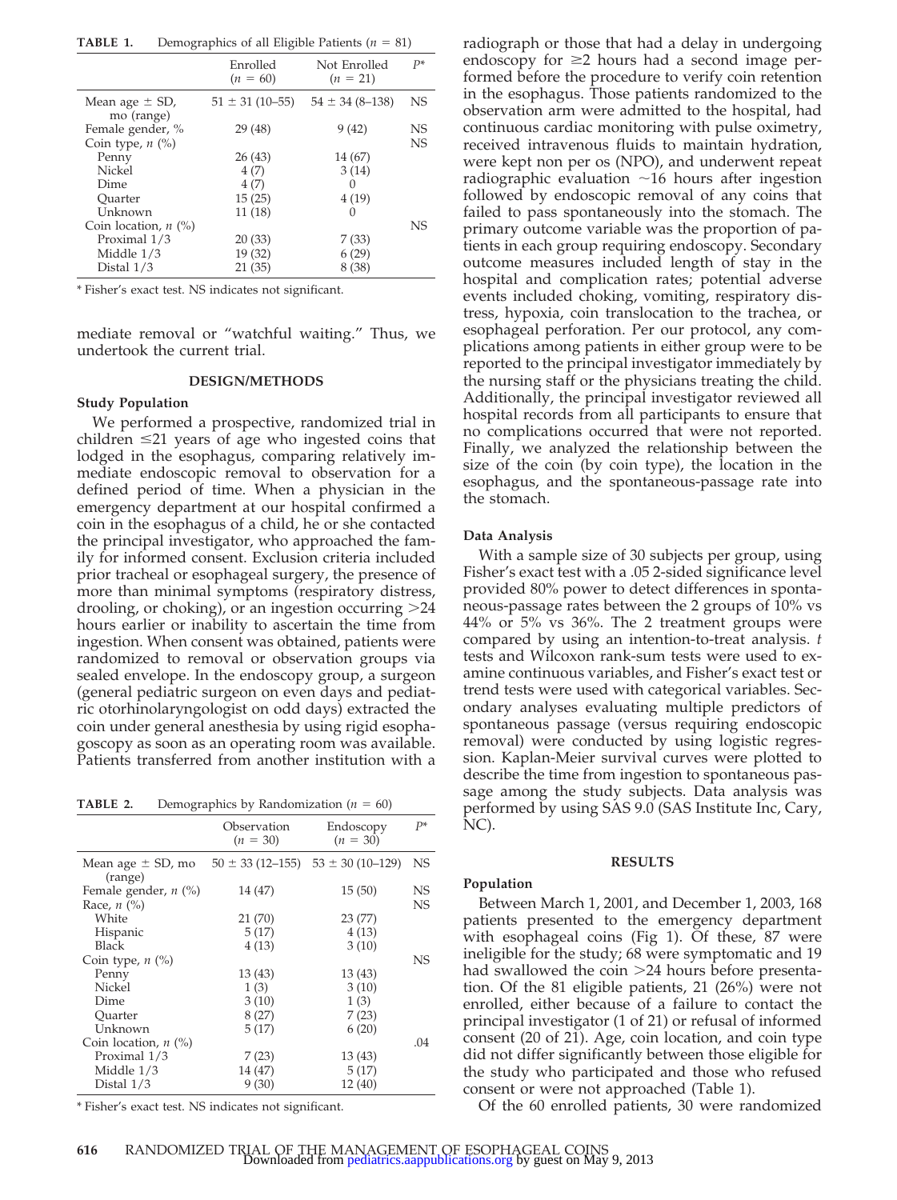**TABLE 1.** Demographics of all Eligible Patients ($n$ = 81)

| | Enrolled ($n$ = 60) | Not Enrolled ($n$ = 21) | $P$* |
|---|---|---|---|
| Mean age ± SD, mo (range) | 51 ± 31 (10–55) | 54 ± 34 (8–138) | NS |
| Female gender, % | 29 (48) | 9 (42) | NS |
| Coin type, $n$ (%) | | | NS |
| Penny | 26 (43) | 14 (67) | |
| Nickel | 4 (7) | 3 (14) | |
| Dime | 4 (7) | 0 | |
| Quarter | 15 (25) | 4 (19) | |
| Unknown | 11 (18) | 0 | |
| Coin location, $n$ (%) | | | NS |
| Proximal 1/3 | 20 (33) | 7 (33) | |
| Middle 1/3 | 19 (32) | 6 (29) | |
| Distal 1/3 | 21 (35) | 8 (38) | |

* Fisher's exact test. NS indicates not significant.

mediate removal or "watchful waiting." Thus, we undertook the current trial.

## DESIGN/METHODS

### Study Population

We performed a prospective, randomized trial in children ≤21 years of age who ingested coins that lodged in the esophagus, comparing relatively immediate endoscopic removal to observation for a defined period of time. When a physician in the emergency department at our hospital confirmed a coin in the esophagus of a child, he or she contacted the principal investigator, who approached the family for informed consent. Exclusion criteria included prior tracheal or esophageal surgery, the presence of more than minimal symptoms (respiratory distress, drooling, or choking), or an ingestion occurring >24 hours earlier or inability to ascertain the time from ingestion. When consent was obtained, patients were randomized to removal or observation groups via sealed envelope. In the endoscopy group, a surgeon (general pediatric surgeon on even days and pediatric otorhinolaryngologist on odd days) extracted the coin under general anesthesia by using rigid esophagoscopy as soon as an operating room was available. Patients transferred from another institution with a radiograph or those that had a delay in undergoing endoscopy for ≥2 hours had a second image performed before the procedure to verify coin retention in the esophagus. Those patients randomized to the observation arm were admitted to the hospital, had continuous cardiac monitoring with pulse oximetry, received intravenous fluids to maintain hydration, were kept non per os (NPO), and underwent repeat radiographic evaluation ~16 hours after ingestion followed by endoscopic removal of any coins that failed to pass spontaneously into the stomach. The primary outcome variable was the proportion of patients in each group requiring endoscopy. Secondary outcome measures included length of stay in the hospital and complication rates; potential adverse events included choking, vomiting, respiratory distress, hypoxia, coin translocation to the trachea, or esophageal perforation. Per our protocol, any complications among patients in either group were to be reported to the principal investigator immediately by the nursing staff or the physicians treating the child. Additionally, the principal investigator reviewed all hospital records from all participants to ensure that no complications occurred that were not reported. Finally, we analyzed the relationship between the size of the coin (by coin type), the location in the esophagus, and the spontaneous-passage rate into the stomach.

**TABLE 2.** Demographics by Randomization ($n$ = 60)

| | Observation ($n$ = 30) | Endoscopy ($n$ = 30) | $P$* |
|---|---|---|---|
| Mean age ± SD, mo (range) | 50 ± 33 (12–155) | 53 ± 30 (10–129) | NS |
| Female gender, $n$ (%) | 14 (47) | 15 (50) | NS |
| Race, $n$ (%) | | | NS |
| White | 21 (70) | 23 (77) | |
| Hispanic | 5 (17) | 4 (13) | |
| Black | 4 (13) | 3 (10) | |
| Coin type, $n$ (%) | | | NS |
| Penny | 13 (43) | 13 (43) | |
| Nickel | 1 (3) | 3 (10) | |
| Dime | 3 (10) | 1 (3) | |
| Quarter | 8 (27) | 7 (23) | |
| Unknown | 5 (17) | 6 (20) | |
| Coin location, $n$ (%) | | | .04 |
| Proximal 1/3 | 7 (23) | 13 (43) | |
| Middle 1/3 | 14 (47) | 5 (17) | |
| Distal 1/3 | 9 (30) | 12 (40) | |

* Fisher's exact test. NS indicates not significant.

### Data Analysis

With a sample size of 30 subjects per group, using Fisher's exact test with a .05 2-sided significance level provided 80% power to detect differences in spontaneous-passage rates between the 2 groups of 10% vs 44% or 5% vs 36%. The 2 treatment groups were compared by using an intention-to-treat analysis. $t$ tests and Wilcoxon rank-sum tests were used to examine continuous variables, and Fisher's exact test or trend tests were used with categorical variables. Secondary analyses evaluating multiple predictors of spontaneous passage (versus requiring endoscopic removal) were conducted by using logistic regression. Kaplan-Meier survival curves were plotted to describe the time from ingestion to spontaneous passage among the study subjects. Data analysis was performed by using SAS 9.0 (SAS Institute Inc, Cary, NC).

## RESULTS

### Population

Between March 1, 2001, and December 1, 2003, 168 patients presented to the emergency department with esophageal coins (Fig 1). Of these, 87 were ineligible for the study; 68 were symptomatic and 19 had swallowed the coin >24 hours before presentation. Of the 81 eligible patients, 21 (26%) were not enrolled, either because of a failure to contact the principal investigator (1 of 21) or refusal of informed consent (20 of 21). Age, coin location, and coin type did not differ significantly between those eligible for the study who participated and those who refused consent or were not approached (Table 1).

Of the 60 enrolled patients, 30 were randomized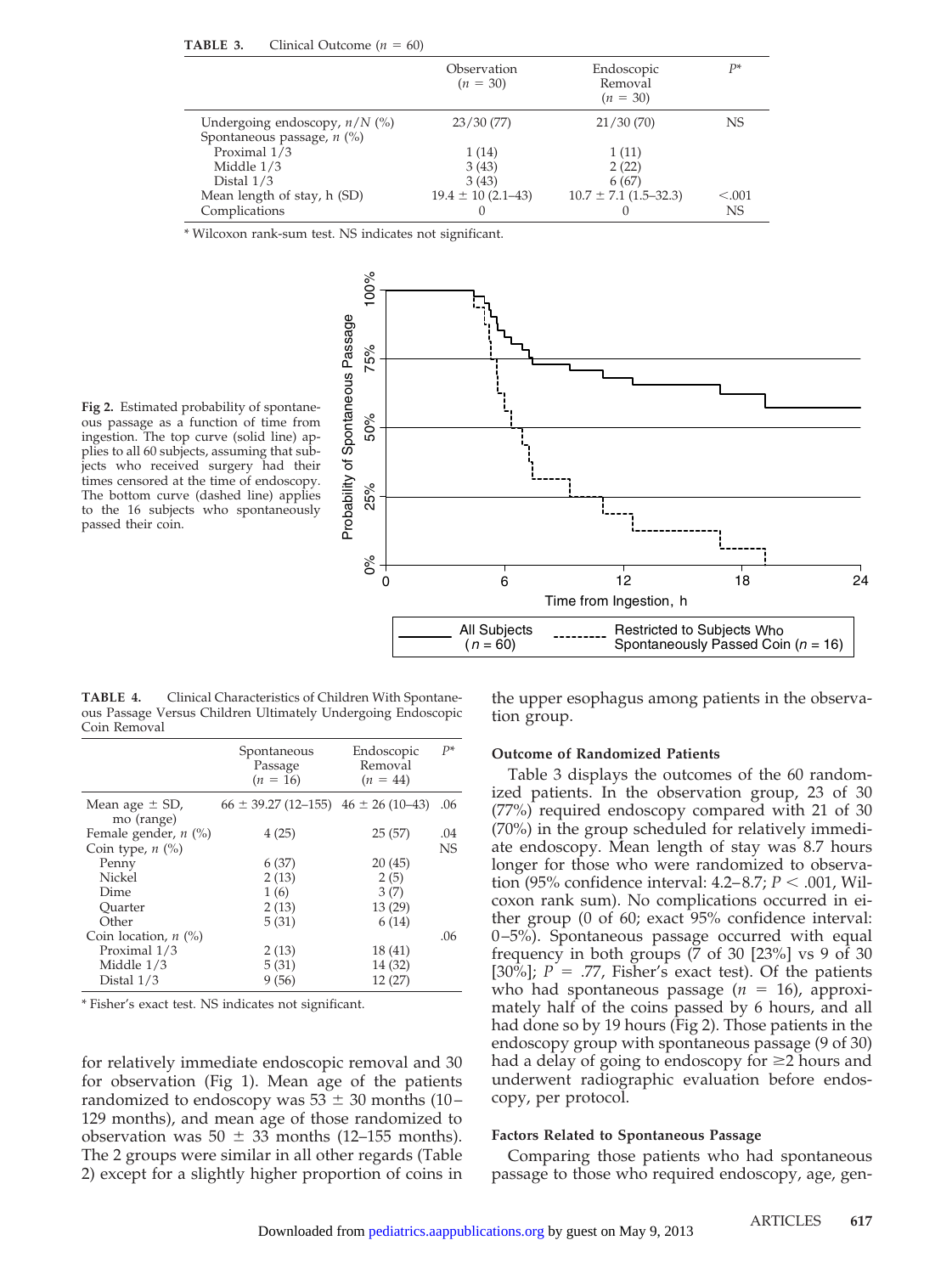**TABLE 3.** Clinical Outcome ($n$ = 60)

| | Observation ($n$ = 30) | Endoscopic Removal ($n$ = 30) | $P$* |
|---|---|---|---|
| Undergoing endoscopy, $n/N$ (%) | 23/30 (77) | 21/30 (70) | NS |
| Spontaneous passage, $n$ (%) | | | |
| Proximal 1/3 | 1 (14) | 1 (11) | |
| Middle 1/3 | 3 (43) | 2 (22) | |
| Distal 1/3 | 3 (43) | 6 (67) | |
| Mean length of stay, h (SD) | 19.4 ± 10 (2.1–43) | 10.7 ± 7.1 (1.5–32.3) | <.001 |
| Complications | 0 | 0 | NS |

* Wilcoxon rank-sum test. NS indicates not significant.

**Fig 2.** Estimated probability of spontaneous passage as a function of time from ingestion. The top curve (solid line) applies to all 60 subjects, assuming that subjects who received surgery had their times censored at the time of endoscopy. The bottom curve (dashed line) applies to the 16 subjects who spontaneously passed their coin.

**TABLE 4.** Clinical Characteristics of Children With Spontaneous Passage Versus Children Ultimately Undergoing Endoscopic Coin Removal

| | Spontaneous Passage ($n$ = 16) | Endoscopic Removal ($n$ = 44) | $P$* |
|---|---|---|---|
| Mean age ± SD, mo (range) | 66 ± 39.27 (12–155) | 46 ± 26 (10–43) | .06 |
| Female gender, $n$ (%) | 4 (25) | 25 (57) | .04 |
| Coin type, $n$ (%) | | | NS |
| Penny | 6 (37) | 20 (45) | |
| Nickel | 2 (13) | 2 (5) | |
| Dime | 1 (6) | 3 (7) | |
| Quarter | 2 (13) | 13 (29) | |
| Other | 5 (31) | 6 (14) | |
| Coin location, $n$ (%) | | | .06 |
| Proximal 1/3 | 2 (13) | 18 (41) | |
| Middle 1/3 | 5 (31) | 14 (32) | |
| Distal 1/3 | 9 (56) | 12 (27) | |

* Fisher's exact test. NS indicates not significant.

for relatively immediate endoscopic removal and 30 for observation (Fig 1). Mean age of the patients randomized to endoscopy was 53 ± 30 months (10–129 months), and mean age of those randomized to observation was 50 ± 33 months (12–155 months). The 2 groups were similar in all other regards (Table 2) except for a slightly higher proportion of coins in the upper esophagus among patients in the observation group.

### Outcome of Randomized Patients

Table 3 displays the outcomes of the 60 randomized patients. In the observation group, 23 of 30 (77%) required endoscopy compared with 21 of 30 (70%) in the group scheduled for relatively immediate endoscopy. Mean length of stay was 8.7 hours longer for those who were randomized to observation (95% confidence interval: 4.2–8.7; $P < .001$, Wilcoxon rank sum). No complications occurred in either group (0 of 60; exact 95% confidence interval: 0–5%). Spontaneous passage occurred with equal frequency in both groups (7 of 30 [23%] vs 9 of 30 [30%]; $P = .77$, Fisher's exact test). Of the patients who had spontaneous passage ($n$ = 16), approximately half of the coins passed by 6 hours, and all had done so by 19 hours (Fig 2). Those patients in the endoscopy group with spontaneous passage (9 of 30) had a delay of going to endoscopy for ≥2 hours and underwent radiographic evaluation before endoscopy, per protocol.

### Factors Related to Spontaneous Passage

Comparing those patients who had spontaneous passage to those who required endoscopy, age, gen-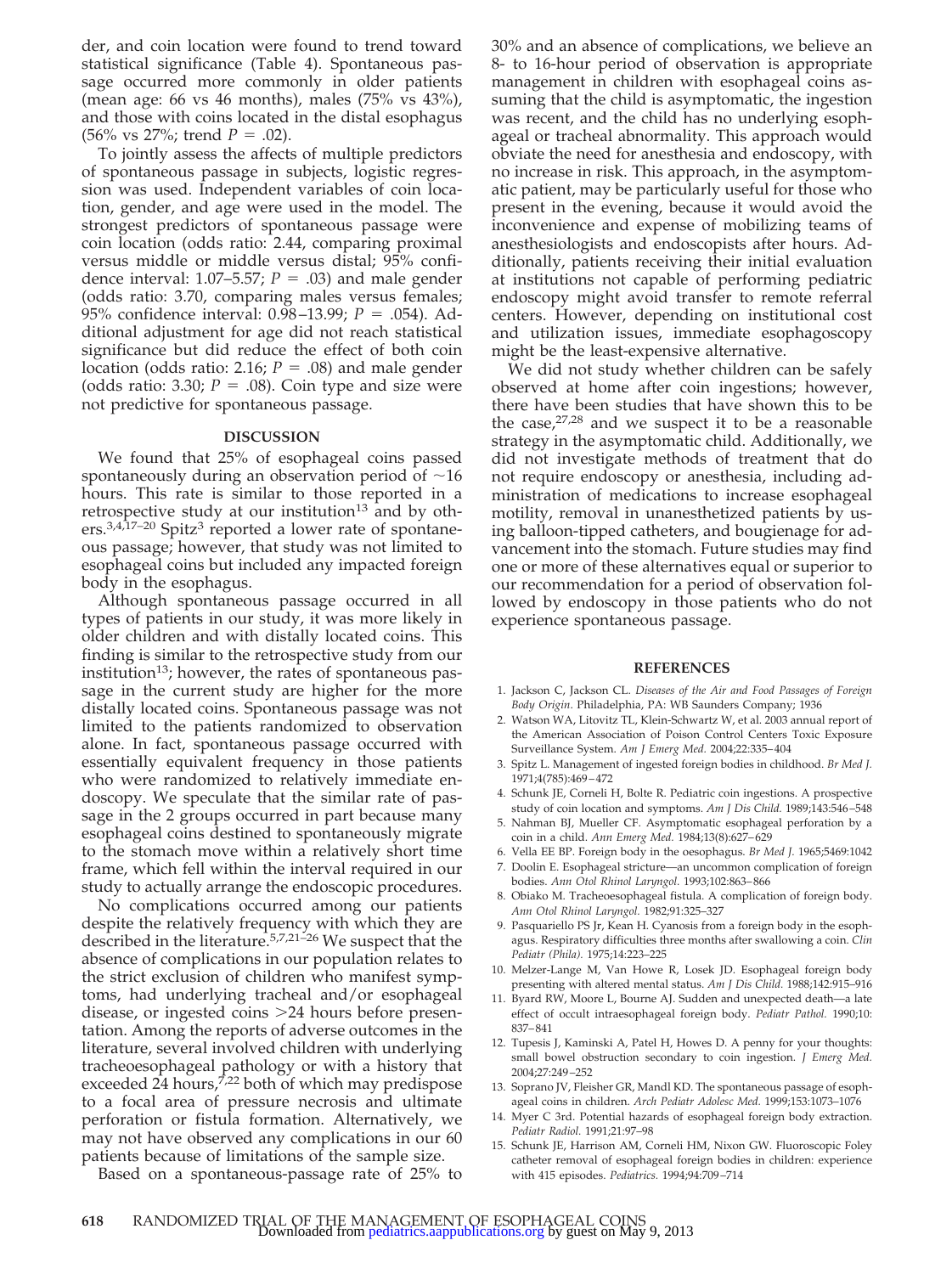der, and coin location were found to trend toward statistical significance (Table 4). Spontaneous passage occurred more commonly in older patients (mean age: 66 vs 46 months), males (75% vs 43%), and those with coins located in the distal esophagus (56% vs 27%; trend $P = .02$).

To jointly assess the affects of multiple predictors of spontaneous passage in subjects, logistic regression was used. Independent variables of coin location, gender, and age were used in the model. The strongest predictors of spontaneous passage were coin location (odds ratio: 2.44, comparing proximal versus middle or middle versus distal; 95% confidence interval: 1.07–5.57; $P = .03$) and male gender (odds ratio: 3.70, comparing males versus females; 95% confidence interval: 0.98–13.99; $P = .054$). Additional adjustment for age did not reach statistical significance but did reduce the effect of both coin location (odds ratio: 2.16; $P = .08$) and male gender (odds ratio: 3.30; $P = .08$). Coin type and size were not predictive for spontaneous passage.

## DISCUSSION

We found that 25% of esophageal coins passed spontaneously during an observation period of ~16 hours. This rate is similar to those reported in a retrospective study at our institution[13] and by others.[3,4,17–20] Spitz[3] reported a lower rate of spontaneous passage; however, that study was not limited to esophageal coins but included any impacted foreign body in the esophagus.

Although spontaneous passage occurred in all types of patients in our study, it was more likely in older children and with distally located coins. This finding is similar to the retrospective study from our institution[13]; however, the rates of spontaneous passage in the current study are higher for the more distally located coins. Spontaneous passage was not limited to the patients randomized to observation alone. In fact, spontaneous passage occurred with essentially equivalent frequency in those patients who were randomized to relatively immediate endoscopy. We speculate that the similar rate of passage in the 2 groups occurred in part because many esophageal coins destined to spontaneously migrate to the stomach move within a relatively short time frame, which fell within the interval required in our study to actually arrange the endoscopic procedures.

No complications occurred among our patients despite the relatively frequency with which they are described in the literature.[5,7,21–26] We suspect that the absence of complications in our population relates to the strict exclusion of children who manifest symptoms, had underlying tracheal and/or esophageal disease, or ingested coins >24 hours before presentation. Among the reports of adverse outcomes in the literature, several involved children with underlying tracheoesophageal pathology or with a history that exceeded 24 hours,[7,22] both of which may predispose to a focal area of pressure necrosis and ultimate perforation or fistula formation. Alternatively, we may not have observed any complications in our 60 patients because of limitations of the sample size.

Based on a spontaneous-passage rate of 25% to 30% and an absence of complications, we believe an 8- to 16-hour period of observation is appropriate management in children with esophageal coins assuming that the child is asymptomatic, the ingestion was recent, and the child has no underlying esophageal or tracheal abnormality. This approach would obviate the need for anesthesia and endoscopy, with no increase in risk. This approach, in the asymptomatic patient, may be particularly useful for those who present in the evening, because it would avoid the inconvenience and expense of mobilizing teams of anesthesiologists and endoscopists after hours. Additionally, patients receiving their initial evaluation at institutions not capable of performing pediatric endoscopy might avoid transfer to remote referral centers. However, depending on institutional cost and utilization issues, immediate esophagoscopy might be the least-expensive alternative.

We did not study whether children can be safely observed at home after coin ingestions; however, there have been studies that have shown this to be the case,[27,28] and we suspect it to be a reasonable strategy in the asymptomatic child. Additionally, we did not investigate methods of treatment that do not require endoscopy or anesthesia, including administration of medications to increase esophageal motility, removal in unanesthetized patients by using balloon-tipped catheters, and bougienage for advancement into the stomach. Future studies may find one or more of these alternatives equal or superior to our recommendation for a period of observation followed by endoscopy in those patients who do not experience spontaneous passage.

## REFERENCES

1. Jackson C, Jackson CL. *Diseases of the Air and Food Passages of Foreign Body Origin*. Philadelphia, PA: WB Saunders Company; 1936
2. Watson WA, Litovitz TL, Klein-Schwartz W, et al. 2003 annual report of the American Association of Poison Control Centers Toxic Exposure Surveillance System. *Am J Emerg Med.* 2004;22:335–404
3. Spitz L. Management of ingested foreign bodies in childhood. *Br Med J.* 1971;4(785):469–472
4. Schunk JE, Corneli H, Bolte R. Pediatric coin ingestions. A prospective study of coin location and symptoms. *Am J Dis Child.* 1989;143:546–548
5. Nahman BJ, Mueller CF. Asymptomatic esophageal perforation by a coin in a child. *Ann Emerg Med.* 1984;13(8):627–629
6. Vella EE BP. Foreign body in the oesophagus. *Br Med J.* 1965;5469:1042
7. Doolin E. Esophageal stricture—an uncommon complication of foreign bodies. *Ann Otol Rhinol Laryngol.* 1993;102:863–866
8. Obiako M. Tracheoesophageal fistula. A complication of foreign body. *Ann Otol Rhinol Laryngol.* 1982;91:325–327
9. Pasquariello PS Jr, Kean H. Cyanosis from a foreign body in the esophagus. Respiratory difficulties three months after swallowing a coin. *Clin Pediatr (Phila).* 1975;14:223–225
10. Melzer-Lange M, Van Howe R, Losek JD. Esophageal foreign body presenting with altered mental status. *Am J Dis Child.* 1988;142:915–916
11. Byard RW, Moore L, Bourne AJ. Sudden and unexpected death—a late effect of occult intraesophageal foreign body. *Pediatr Pathol.* 1990;10:837–841
12. Tupesis J, Kaminski A, Patel H, Howes D. A penny for your thoughts: small bowel obstruction secondary to coin ingestion. *J Emerg Med.* 2004;27:249–252
13. Soprano JV, Fleisher GR, Mandl KD. The spontaneous passage of esophageal coins in children. *Arch Pediatr Adolesc Med.* 1999;153:1073–1076
14. Myer C 3rd. Potential hazards of esophageal foreign body extraction. *Pediatr Radiol.* 1991;21:97–98
15. Schunk JE, Harrison AM, Corneli HM, Nixon GW. Fluoroscopic Foley catheter removal of esophageal foreign bodies in children: experience with 415 episodes. *Pediatrics.* 1994;94:709–714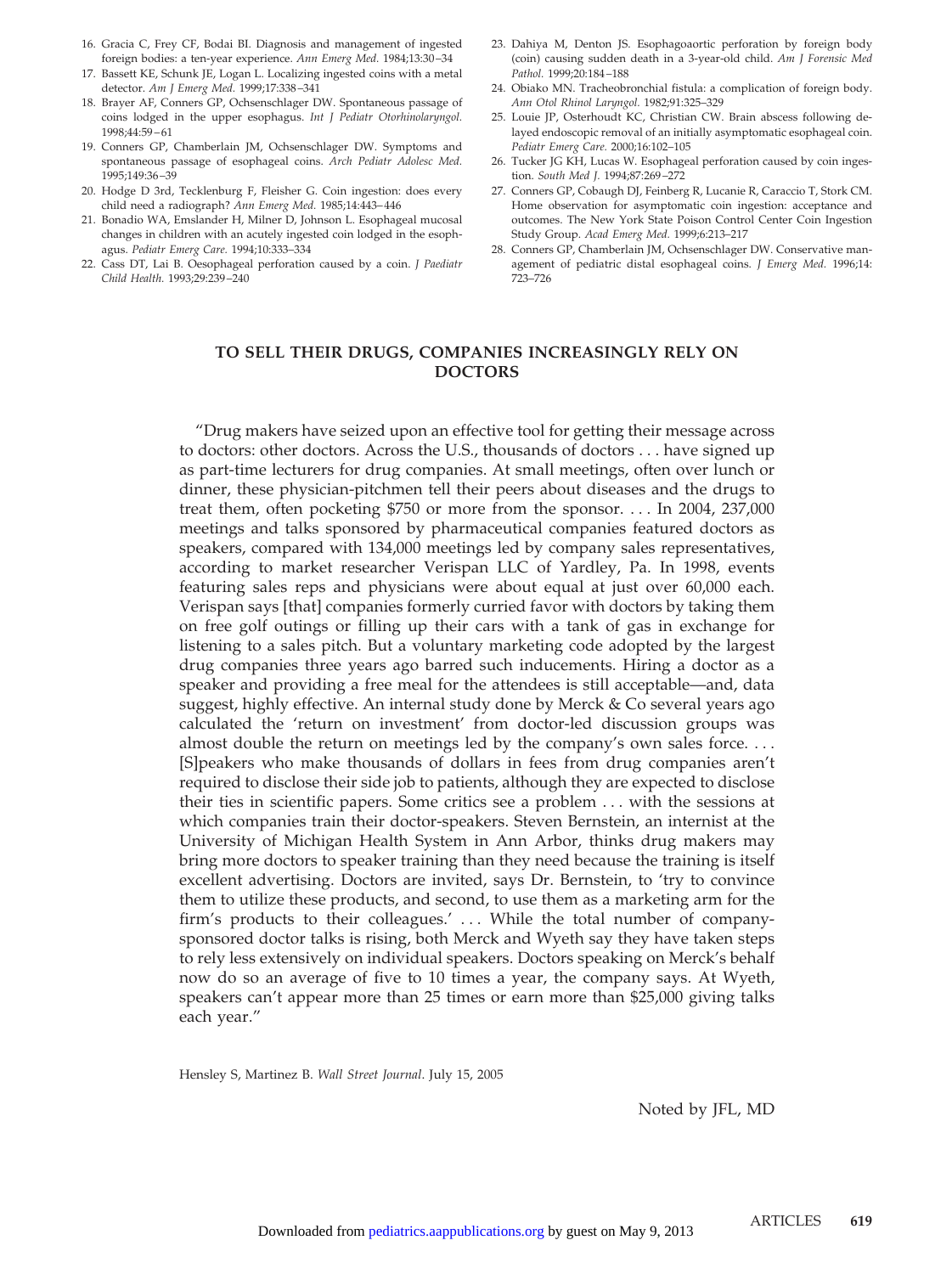16. Gracia C, Frey CF, Bodai BI. Diagnosis and management of ingested foreign bodies: a ten-year experience. *Ann Emerg Med.* 1984;13:30–34
17. Bassett KE, Schunk JE, Logan L. Localizing ingested coins with a metal detector. *Am J Emerg Med.* 1999;17:338–341
18. Brayer AF, Conners GP, Ochsenschlager DW. Spontaneous passage of coins lodged in the upper esophagus. *Int J Pediatr Otorhinolaryngol.* 1998;44:59–61
19. Conners GP, Chamberlain JM, Ochsenschlager DW. Symptoms and spontaneous passage of esophageal coins. *Arch Pediatr Adolesc Med.* 1995;149:36–39
20. Hodge D 3rd, Tecklenburg F, Fleisher G. Coin ingestion: does every child need a radiograph? *Ann Emerg Med.* 1985;14:443–446
21. Bonadio WA, Emslander H, Milner D, Johnson L. Esophageal mucosal changes in children with an acutely ingested coin lodged in the esophagus. *Pediatr Emerg Care.* 1994;10:333–334
22. Cass DT, Lai B. Oesophageal perforation caused by a coin. *J Paediatr Child Health.* 1993;29:239–240
23. Dahiya M, Denton JS. Esophagoaortic perforation by foreign body (coin) causing sudden death in a 3-year-old child. *Am J Forensic Med Pathol.* 1999;20:184–188
24. Obiako MN. Tracheobronchial fistula: a complication of foreign body. *Ann Otol Rhinol Laryngol.* 1982;91:325–329
25. Louie JP, Osterhoudt KC, Christian CW. Brain abscess following delayed endoscopic removal of an initially asymptomatic esophageal coin. *Pediatr Emerg Care.* 2000;16:102–105
26. Tucker JG KH, Lucas W. Esophageal perforation caused by coin ingestion. *South Med J.* 1994;87:269–272
27. Conners GP, Cobaugh DJ, Feinberg R, Lucanie R, Caraccio T, Stork CM. Home observation for asymptomatic coin ingestion: acceptance and outcomes. The New York State Poison Control Center Coin Ingestion Study Group. *Acad Emerg Med.* 1999;6:213–217
28. Conners GP, Chamberlain JM, Ochsenschlager DW. Conservative management of pediatric distal esophageal coins. *J Emerg Med.* 1996;14:723–726

## TO SELL THEIR DRUGS, COMPANIES INCREASINGLY RELY ON DOCTORS

"Drug makers have seized upon an effective tool for getting their message across to doctors: other doctors. Across the U.S., thousands of doctors . . . have signed up as part-time lecturers for drug companies. At small meetings, often over lunch or dinner, these physician-pitchmen tell their peers about diseases and the drugs to treat them, often pocketing $750 or more from the sponsor. . . . In 2004, 237,000 meetings and talks sponsored by pharmaceutical companies featured doctors as speakers, compared with 134,000 meetings led by company sales representatives, according to market researcher Verispan LLC of Yardley, Pa. In 1998, events featuring sales reps and physicians were about equal at just over 60,000 each. Verispan says [that] companies formerly curried favor with doctors by taking them on free golf outings or filling up their cars with a tank of gas in exchange for listening to a sales pitch. But a voluntary marketing code adopted by the largest drug companies three years ago barred such inducements. Hiring a doctor as a speaker and providing a free meal for the attendees is still acceptable—and, data suggest, highly effective. An internal study done by Merck & Co several years ago calculated the 'return on investment' from doctor-led discussion groups was almost double the return on meetings led by the company's own sales force. . . . [S]peakers who make thousands of dollars in fees from drug companies aren't required to disclose their side job to patients, although they are expected to disclose their ties in scientific papers. Some critics see a problem . . . with the sessions at which companies train their doctor-speakers. Steven Bernstein, an internist at the University of Michigan Health System in Ann Arbor, thinks drug makers may bring more doctors to speaker training than they need because the training is itself excellent advertising. Doctors are invited, says Dr. Bernstein, to 'try to convince them to utilize these products, and second, to use them as a marketing arm for the firm's products to their colleagues.' . . . While the total number of company-sponsored doctor talks is rising, both Merck and Wyeth say they have taken steps to rely less extensively on individual speakers. Doctors speaking on Merck's behalf now do so an average of five to 10 times a year, the company says. At Wyeth, speakers can't appear more than 25 times or earn more than $25,000 giving talks each year."

Hensley S, Martinez B. *Wall Street Journal*. July 15, 2005

Noted by JFL, MD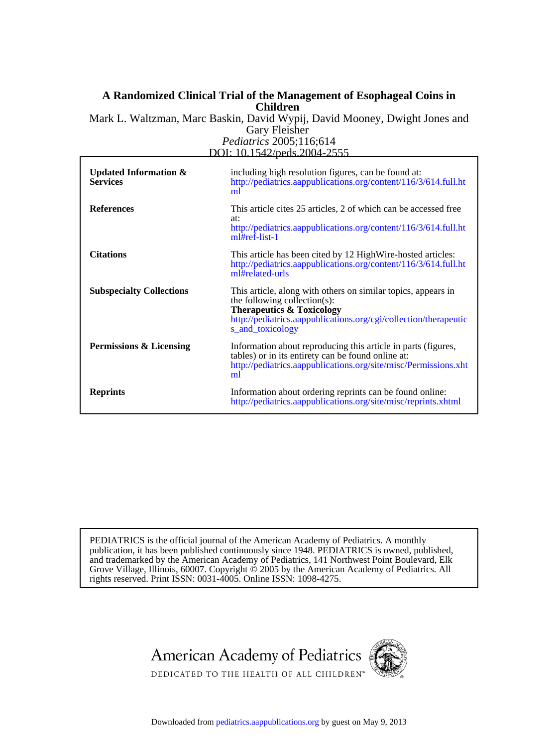**A Randomized Clinical Trial of the Management of Esophageal Coins in Children**

Mark L. Waltzman, Marc Baskin, David Wypij, David Mooney, Dwight Jones and Gary Fleisher

*Pediatrics* 2005;116;614

DOI: 10.1542/peds.2004-2555

| | |
|---|---|
| **Updated Information & Services** | including high resolution figures, can be found at: http://pediatrics.aappublications.org/content/116/3/614.full.html |
| **References** | This article cites 25 articles, 2 of which can be accessed free at: http://pediatrics.aappublications.org/content/116/3/614.full.html#ref-list-1 |
| **Citations** | This article has been cited by 12 HighWire-hosted articles: http://pediatrics.aappublications.org/content/116/3/614.full.html#related-urls |
| **Subspecialty Collections** | This article, along with others on similar topics, appears in the following collection(s): **Therapeutics & Toxicology** http://pediatrics.aappublications.org/cgi/collection/therapeutics_and_toxicology |
| **Permissions & Licensing** | Information about reproducing this article in parts (figures, tables) or in its entirety can be found online at: http://pediatrics.aappublications.org/site/misc/Permissions.xhtml |
| **Reprints** | Information about ordering reprints can be found online: http://pediatrics.aappublications.org/site/misc/reprints.xhtml |

PEDIATRICS is the official journal of the American Academy of Pediatrics. A monthly publication, it has been published continuously since 1948. PEDIATRICS is owned, published, and trademarked by the American Academy of Pediatrics, 141 Northwest Point Boulevard, Elk Grove Village, Illinois, 60007. Copyright © 2005 by the American Academy of Pediatrics. All rights reserved. Print ISSN: 0031-4005. Online ISSN: 1098-4275.

American Academy of Pediatrics

DEDICATED TO THE HEALTH OF ALL CHILDREN™

Downloaded from pediatrics.aappublications.org by guest on May 9, 2013